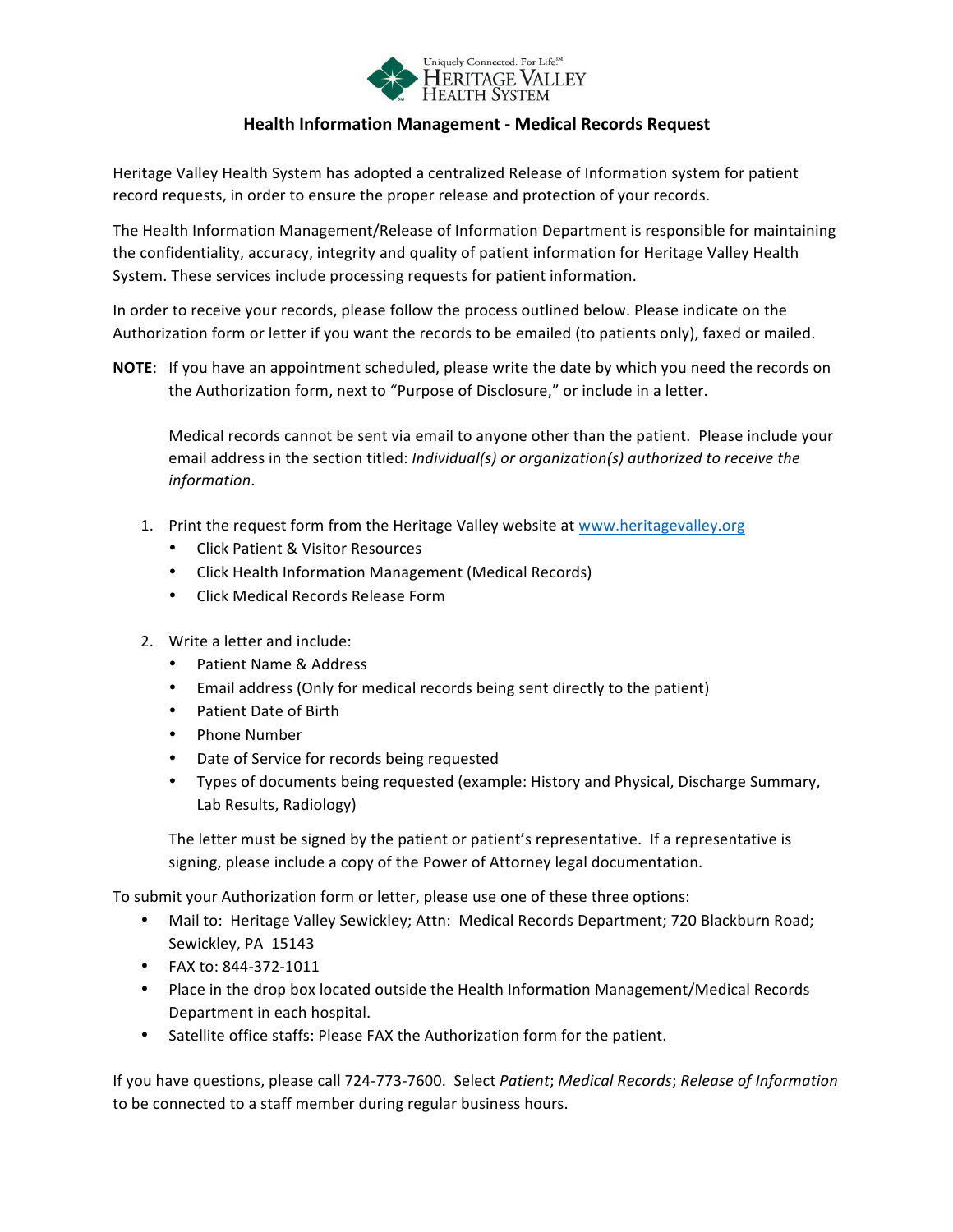Uniquely Connected. For Life.℠
HERITAGE VALLEY
HEALTH SYSTEM

# Health Information Management - Medical Records Request

Heritage Valley Health System has adopted a centralized Release of Information system for patient record requests, in order to ensure the proper release and protection of your records.

The Health Information Management/Release of Information Department is responsible for maintaining the confidentiality, accuracy, integrity and quality of patient information for Heritage Valley Health System. These services include processing requests for patient information.

In order to receive your records, please follow the process outlined below. Please indicate on the Authorization form or letter if you want the records to be emailed (to patients only), faxed or mailed.

**NOTE**: If you have an appointment scheduled, please write the date by which you need the records on the Authorization form, next to "Purpose of Disclosure," or include in a letter.

Medical records cannot be sent via email to anyone other than the patient. Please include your email address in the section titled: *Individual(s) or organization(s) authorized to receive the information*.

1. Print the request form from the Heritage Valley website at www.heritagevalley.org
   - Click Patient & Visitor Resources
   - Click Health Information Management (Medical Records)
   - Click Medical Records Release Form

2. Write a letter and include:
   - Patient Name & Address
   - Email address (Only for medical records being sent directly to the patient)
   - Patient Date of Birth
   - Phone Number
   - Date of Service for records being requested
   - Types of documents being requested (example: History and Physical, Discharge Summary, Lab Results, Radiology)

   The letter must be signed by the patient or patient's representative. If a representative is signing, please include a copy of the Power of Attorney legal documentation.

To submit your Authorization form or letter, please use one of these three options:

- Mail to: Heritage Valley Sewickley; Attn: Medical Records Department; 720 Blackburn Road; Sewickley, PA 15143
- FAX to: 844-372-1011
- Place in the drop box located outside the Health Information Management/Medical Records Department in each hospital.
- Satellite office staffs: Please FAX the Authorization form for the patient.

If you have questions, please call 724-773-7600. Select *Patient*; *Medical Records*; *Release of Information* to be connected to a staff member during regular business hours.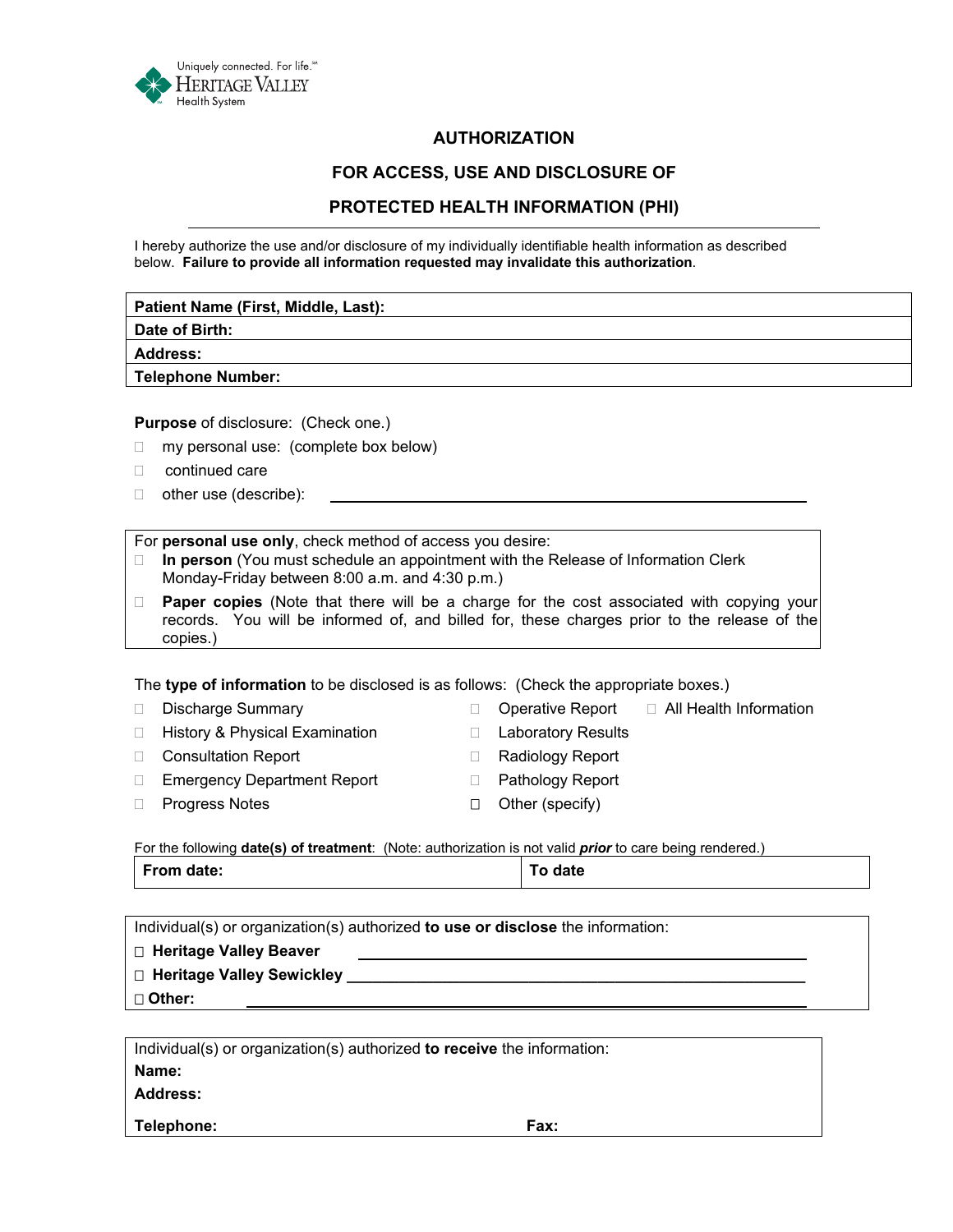Uniquely connected. For life.℠
HERITAGE VALLEY
Health System

## AUTHORIZATION

## FOR ACCESS, USE AND DISCLOSURE OF

## PROTECTED HEALTH INFORMATION (PHI)

I hereby authorize the use and/or disclosure of my individually identifiable health information as described below. **Failure to provide all information requested may invalidate this authorization**.

| **Patient Name (First, Middle, Last):** |
|---|
| **Date of Birth:** |
| **Address:** |
| **Telephone Number:** |

**Purpose** of disclosure: (Check one.)

- ☐ my personal use: (complete box below)
- ☐ continued care
- ☐ other use (describe): ________________________________________

For **personal use only**, check method of access you desire:

- ☐ **In person** (You must schedule an appointment with the Release of Information Clerk Monday-Friday between 8:00 a.m. and 4:30 p.m.)
- ☐ **Paper copies** (Note that there will be a charge for the cost associated with copying your records. You will be informed of, and billed for, these charges prior to the release of the copies.)

The **type of information** to be disclosed is as follows: (Check the appropriate boxes.)

- ☐ Discharge Summary
- ☐ History & Physical Examination
- ☐ Consultation Report
- ☐ Emergency Department Report
- ☐ Progress Notes
- ☐ Operative Report
- ☐ Laboratory Results
- ☐ Radiology Report
- ☐ Pathology Report
- ☐ Other (specify)
- ☐ All Health Information

For the following **date(s) of treatment**: (Note: authorization is not valid ***prior*** to care being rendered.)

| **From date:** | **To date** |
|---|---|

Individual(s) or organization(s) authorized **to use or disclose** the information:

- ☐ **Heritage Valley Beaver** ________________________________________
- ☐ **Heritage Valley Sewickley** ________________________________________
- ☐ **Other:** ________________________________________

Individual(s) or organization(s) authorized **to receive** the information:

**Name:**

**Address:**

**Telephone:** **Fax:**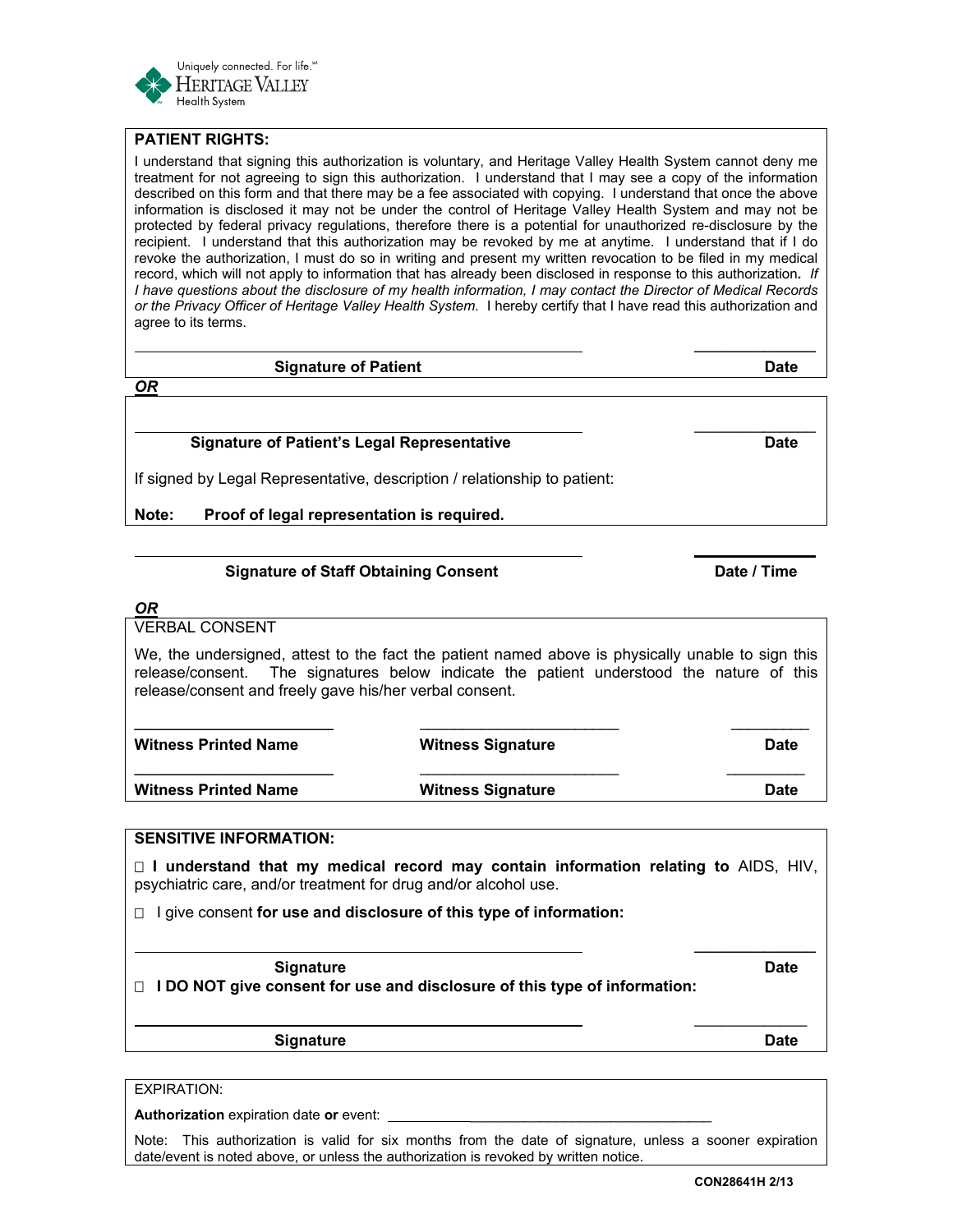Uniquely connected. For life.℠
HERITAGE VALLEY
Health System

**PATIENT RIGHTS:**

I understand that signing this authorization is voluntary, and Heritage Valley Health System cannot deny me treatment for not agreeing to sign this authorization. I understand that I may see a copy of the information described on this form and that there may be a fee associated with copying. I understand that once the above information is disclosed it may not be under the control of Heritage Valley Health System and may not be protected by federal privacy regulations, therefore there is a potential for unauthorized re-disclosure by the recipient. I understand that this authorization may be revoked by me at anytime. I understand that if I do revoke the authorization, I must do so in writing and present my written revocation to be filed in my medical record, which will not apply to information that has already been disclosed in response to this authorization. *If I have questions about the disclosure of my health information, I may contact the Director of Medical Records or the Privacy Officer of Heritage Valley Health System.* I hereby certify that I have read this authorization and agree to its terms.

______________________________ ______________

**Signature of Patient** **Date**

***OR***

______________________________ ______________

**Signature of Patient's Legal Representative** **Date**

If signed by Legal Representative, description / relationship to patient:

**Note: Proof of legal representation is required.**

______________________________ ______________

**Signature of Staff Obtaining Consent** **Date / Time**

***OR***

VERBAL CONSENT

We, the undersigned, attest to the fact the patient named above is physically unable to sign this release/consent. The signatures below indicate the patient understood the nature of this release/consent and freely gave his/her verbal consent.

| Witness Printed Name | Witness Signature | Date |
|---|---|---|
| ________________ | ________________ | ________ |
| ________________ | ________________ | ________ |

**SENSITIVE INFORMATION:**

☐ **I understand that my medical record may contain information relating to** AIDS, HIV, psychiatric care, and/or treatment for drug and/or alcohol use.

☐ I give consent **for use and disclosure of this type of information:**

______________________________ ______________

**Signature** **Date**

☐ **I DO NOT give consent for use and disclosure of this type of information:**

______________________________ ______________

**Signature** **Date**

EXPIRATION:

**Authorization** expiration date **or** event: ______________________________

Note: This authorization is valid for six months from the date of signature, unless a sooner expiration date/event is noted above, or unless the authorization is revoked by written notice.

**CON28641H 2/13**